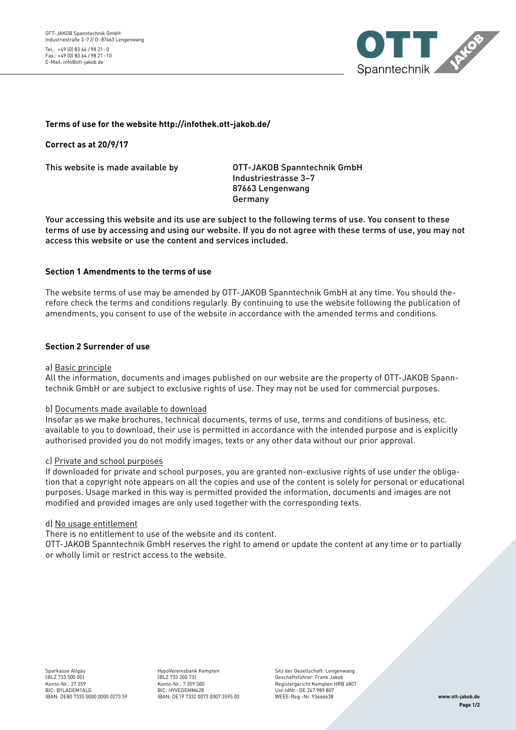OTT-JAKOB Spanntechnik GmbH
Industriestraße 3-7 // D-87663 Lengenwang

Tel.: +49 (0) 83 64 / 98 21 -0
Fax.: +49 (0) 83 64 / 98 21 -10
E-Mail: info@ott-jakob.de

**Terms of use for the website http://infothek.ott-jakob.de/**

**Correct as at 20/9/17**

This website is made available by

OTT-JAKOB Spanntechnik GmbH
Industriestrasse 3–7
87663 Lengenwang
Germany

Your accessing this website and its use are subject to the following terms of use. You consent to these terms of use by accessing and using our website. If you do not agree with these terms of use, you may not access this website or use the content and services included.

## Section 1 Amendments to the terms of use

The website terms of use may be amended by OTT-JAKOB Spanntechnik GmbH at any time. You should therefore check the terms and conditions regularly. By continuing to use the website following the publication of amendments, you consent to use of the website in accordance with the amended terms and conditions.

## Section 2 Surrender of use

a) Basic principle
All the information, documents and images published on our website are the property of OTT-JAKOB Spanntechnik GmbH or are subject to exclusive rights of use. They may not be used for commercial purposes.

b) Documents made available to download
Insofar as we make brochures, technical documents, terms of use, terms and conditions of business, etc. available to you to download, their use is permitted in accordance with the intended purpose and is explicitly authorised provided you do not modify images, texts or any other data without our prior approval.

c) Private and school purposes
If downloaded for private and school purposes, you are granted non-exclusive rights of use under the obligation that a copyright note appears on all the copies and use of the content is solely for personal or educational purposes. Usage marked in this way is permitted provided the information, documents and images are not modified and provided images are only used together with the corresponding texts.

d) No usage entitlement
There is no entitlement to use of the website and its content.
OTT-JAKOB Spanntechnik GmbH reserves the right to amend or update the content at any time or to partially or wholly limit or restrict access to the website.

Sparkasse Allgäu
(BLZ 733 500 00)
Konto-Nr.: 27 359
BIC: BYLADEM1ALG
IBAN: DE80 7335 0000 0000 0273 59

HypoVereinsbank Kempten
(BLZ 733 200 73)
Konto-Nr.: 7 359 500
BIC: HYVEDEMM428
IBAN: DE19 7332 0073 0007 3595 00

Sitz der Gesellschaft: Lengenwang
Geschäftsführer: Frank Jakob
Registergericht Kempten HRB 4807
Ust-IdNr.: DE 247 989 807
WEEE-Reg.-Nr. 93666638

www.ott-jakob.de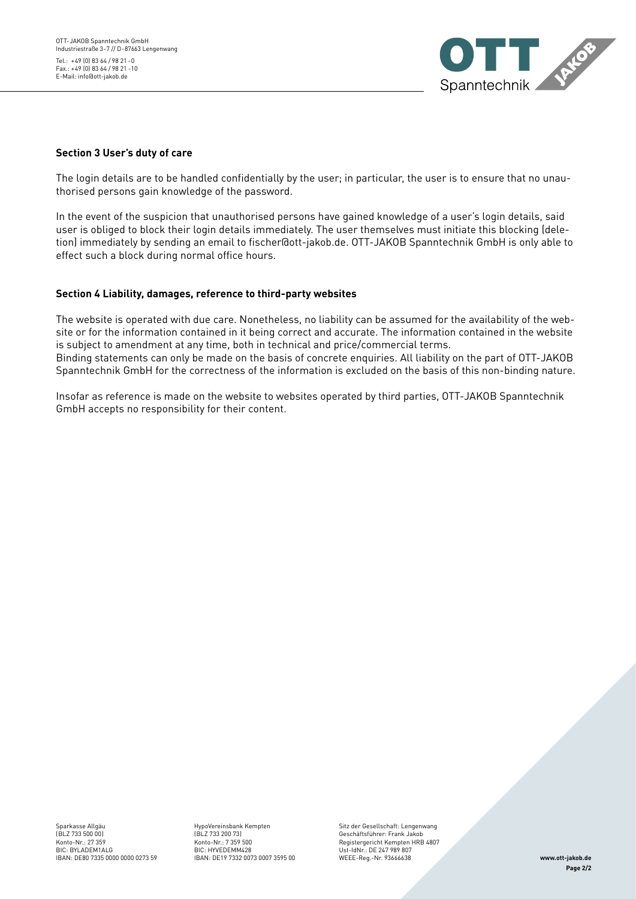### Section 3 User's duty of care

The login details are to be handled confidentially by the user; in particular, the user is to ensure that no unauthorised persons gain knowledge of the password.

In the event of the suspicion that unauthorised persons have gained knowledge of a user's login details, said user is obliged to block their login details immediately. The user themselves must initiate this blocking (deletion) immediately by sending an email to fischer@ott-jakob.de. OTT-JAKOB Spanntechnik GmbH is only able to effect such a block during normal office hours.

### Section 4 Liability, damages, reference to third-party websites

The website is operated with due care. Nonetheless, no liability can be assumed for the availability of the website or for the information contained in it being correct and accurate. The information contained in the website is subject to amendment at any time, both in technical and price/commercial terms.
Binding statements can only be made on the basis of concrete enquiries. All liability on the part of OTT-JAKOB Spanntechnik GmbH for the correctness of the information is excluded on the basis of this non-binding nature.

Insofar as reference is made on the website to websites operated by third parties, OTT-JAKOB Spanntechnik GmbH accepts no responsibility for their content.